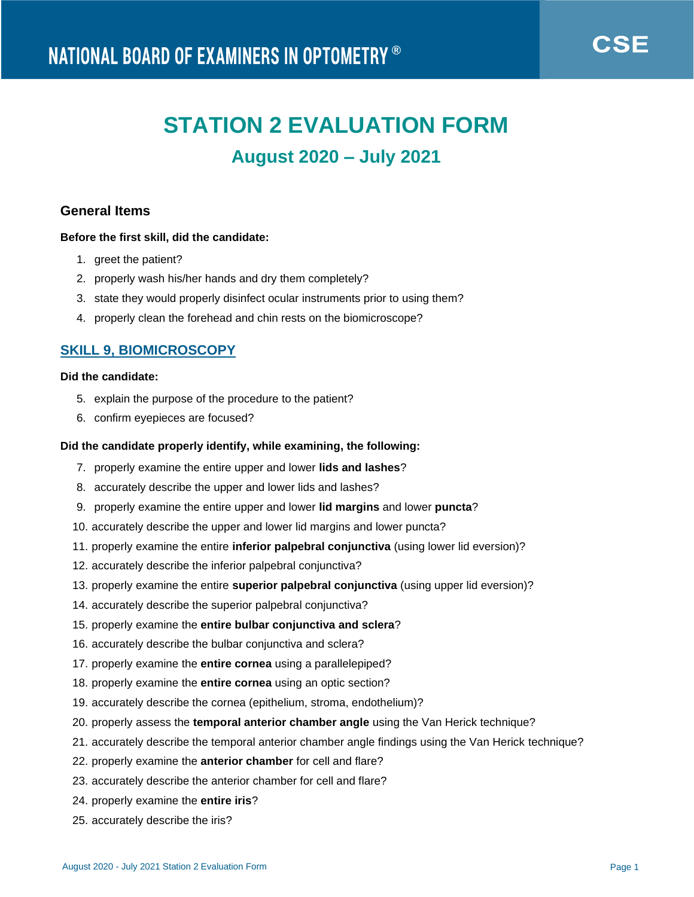# NATIONAL BOARD OF EXAMINERS IN OPTOMETRY ®

**CSE**

# STATION 2 EVALUATION FORM

## August 2020 – July 2021

### General Items

**Before the first skill, did the candidate:**

1. greet the patient?
2. properly wash his/her hands and dry them completely?
3. state they would properly disinfect ocular instruments prior to using them?
4. properly clean the forehead and chin rests on the biomicroscope?

### SKILL 9, BIOMICROSCOPY

**Did the candidate:**

5. explain the purpose of the procedure to the patient?
6. confirm eyepieces are focused?

**Did the candidate properly identify, while examining, the following:**

7. properly examine the entire upper and lower **lids and lashes**?
8. accurately describe the upper and lower lids and lashes?
9. properly examine the entire upper and lower **lid margins** and lower **puncta**?
10. accurately describe the upper and lower lid margins and lower puncta?
11. properly examine the entire **inferior palpebral conjunctiva** (using lower lid eversion)?
12. accurately describe the inferior palpebral conjunctiva?
13. properly examine the entire **superior palpebral conjunctiva** (using upper lid eversion)?
14. accurately describe the superior palpebral conjunctiva?
15. properly examine the **entire bulbar conjunctiva and sclera**?
16. accurately describe the bulbar conjunctiva and sclera?
17. properly examine the **entire cornea** using a parallelepiped?
18. properly examine the **entire cornea** using an optic section?
19. accurately describe the cornea (epithelium, stroma, endothelium)?
20. properly assess the **temporal anterior chamber angle** using the Van Herick technique?
21. accurately describe the temporal anterior chamber angle findings using the Van Herick technique?
22. properly examine the **anterior chamber** for cell and flare?
23. accurately describe the anterior chamber for cell and flare?
24. properly examine the **entire iris**?
25. accurately describe the iris?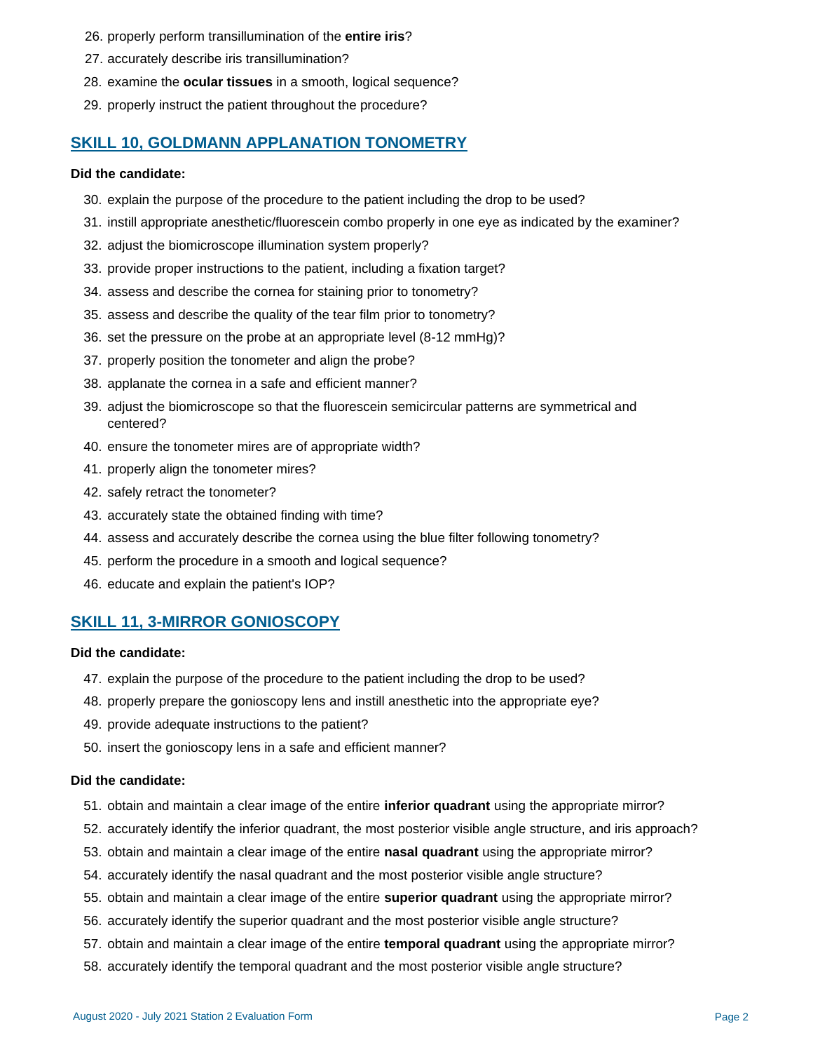26. properly perform transillumination of the **entire iris**?
27. accurately describe iris transillumination?
28. examine the **ocular tissues** in a smooth, logical sequence?
29. properly instruct the patient throughout the procedure?

## SKILL 10, GOLDMANN APPLANATION TONOMETRY

**Did the candidate:**

30. explain the purpose of the procedure to the patient including the drop to be used?
31. instill appropriate anesthetic/fluorescein combo properly in one eye as indicated by the examiner?
32. adjust the biomicroscope illumination system properly?
33. provide proper instructions to the patient, including a fixation target?
34. assess and describe the cornea for staining prior to tonometry?
35. assess and describe the quality of the tear film prior to tonometry?
36. set the pressure on the probe at an appropriate level (8-12 mmHg)?
37. properly position the tonometer and align the probe?
38. applanate the cornea in a safe and efficient manner?
39. adjust the biomicroscope so that the fluorescein semicircular patterns are symmetrical and centered?
40. ensure the tonometer mires are of appropriate width?
41. properly align the tonometer mires?
42. safely retract the tonometer?
43. accurately state the obtained finding with time?
44. assess and accurately describe the cornea using the blue filter following tonometry?
45. perform the procedure in a smooth and logical sequence?
46. educate and explain the patient's IOP?

## SKILL 11, 3-MIRROR GONIOSCOPY

**Did the candidate:**

47. explain the purpose of the procedure to the patient including the drop to be used?
48. properly prepare the gonioscopy lens and instill anesthetic into the appropriate eye?
49. provide adequate instructions to the patient?
50. insert the gonioscopy lens in a safe and efficient manner?

**Did the candidate:**

51. obtain and maintain a clear image of the entire **inferior quadrant** using the appropriate mirror?
52. accurately identify the inferior quadrant, the most posterior visible angle structure, and iris approach?
53. obtain and maintain a clear image of the entire **nasal quadrant** using the appropriate mirror?
54. accurately identify the nasal quadrant and the most posterior visible angle structure?
55. obtain and maintain a clear image of the entire **superior quadrant** using the appropriate mirror?
56. accurately identify the superior quadrant and the most posterior visible angle structure?
57. obtain and maintain a clear image of the entire **temporal quadrant** using the appropriate mirror?
58. accurately identify the temporal quadrant and the most posterior visible angle structure?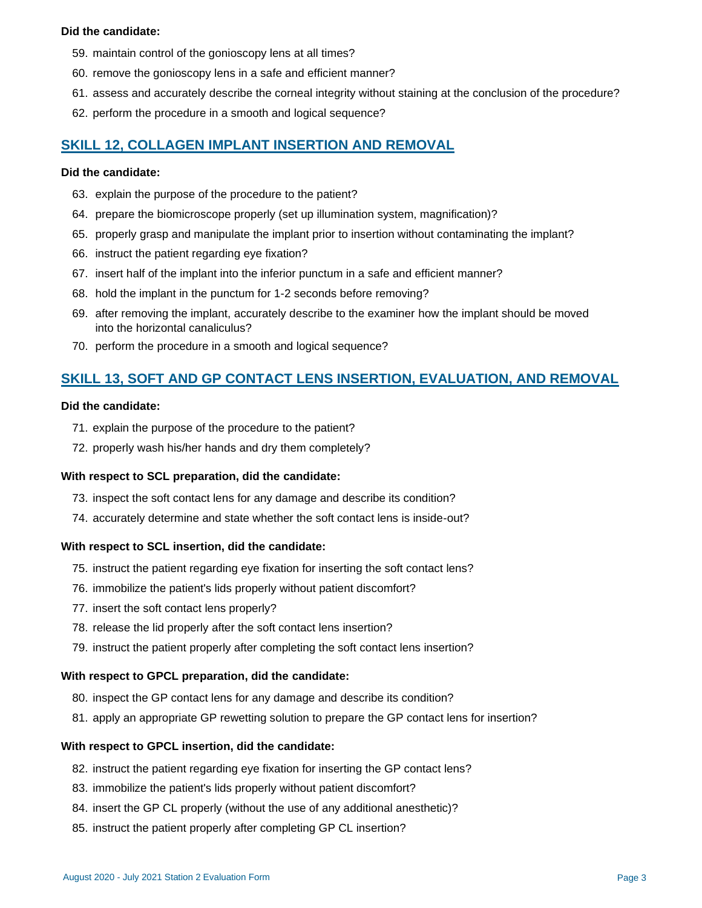**Did the candidate:**

59. maintain control of the gonioscopy lens at all times?
60. remove the gonioscopy lens in a safe and efficient manner?
61. assess and accurately describe the corneal integrity without staining at the conclusion of the procedure?
62. perform the procedure in a smooth and logical sequence?

## SKILL 12, COLLAGEN IMPLANT INSERTION AND REMOVAL

**Did the candidate:**

63. explain the purpose of the procedure to the patient?
64. prepare the biomicroscope properly (set up illumination system, magnification)?
65. properly grasp and manipulate the implant prior to insertion without contaminating the implant?
66. instruct the patient regarding eye fixation?
67. insert half of the implant into the inferior punctum in a safe and efficient manner?
68. hold the implant in the punctum for 1-2 seconds before removing?
69. after removing the implant, accurately describe to the examiner how the implant should be moved into the horizontal canaliculus?
70. perform the procedure in a smooth and logical sequence?

## SKILL 13, SOFT AND GP CONTACT LENS INSERTION, EVALUATION, AND REMOVAL

**Did the candidate:**

71. explain the purpose of the procedure to the patient?
72. properly wash his/her hands and dry them completely?

**With respect to SCL preparation, did the candidate:**

73. inspect the soft contact lens for any damage and describe its condition?
74. accurately determine and state whether the soft contact lens is inside-out?

**With respect to SCL insertion, did the candidate:**

75. instruct the patient regarding eye fixation for inserting the soft contact lens?
76. immobilize the patient's lids properly without patient discomfort?
77. insert the soft contact lens properly?
78. release the lid properly after the soft contact lens insertion?
79. instruct the patient properly after completing the soft contact lens insertion?

**With respect to GPCL preparation, did the candidate:**

80. inspect the GP contact lens for any damage and describe its condition?
81. apply an appropriate GP rewetting solution to prepare the GP contact lens for insertion?

**With respect to GPCL insertion, did the candidate:**

82. instruct the patient regarding eye fixation for inserting the GP contact lens?
83. immobilize the patient's lids properly without patient discomfort?
84. insert the GP CL properly (without the use of any additional anesthetic)?
85. instruct the patient properly after completing GP CL insertion?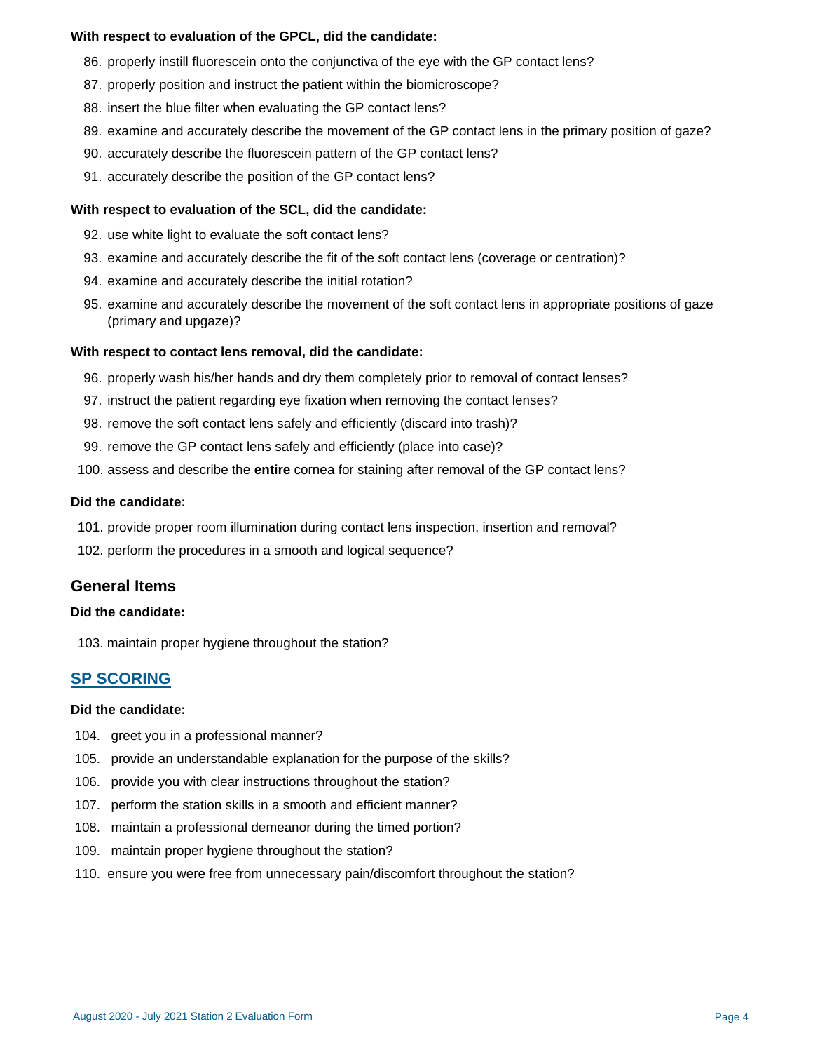**With respect to evaluation of the GPCL, did the candidate:**

86. properly instill fluorescein onto the conjunctiva of the eye with the GP contact lens?
87. properly position and instruct the patient within the biomicroscope?
88. insert the blue filter when evaluating the GP contact lens?
89. examine and accurately describe the movement of the GP contact lens in the primary position of gaze?
90. accurately describe the fluorescein pattern of the GP contact lens?
91. accurately describe the position of the GP contact lens?

**With respect to evaluation of the SCL, did the candidate:**

92. use white light to evaluate the soft contact lens?
93. examine and accurately describe the fit of the soft contact lens (coverage or centration)?
94. examine and accurately describe the initial rotation?
95. examine and accurately describe the movement of the soft contact lens in appropriate positions of gaze (primary and upgaze)?

**With respect to contact lens removal, did the candidate:**

96. properly wash his/her hands and dry them completely prior to removal of contact lenses?
97. instruct the patient regarding eye fixation when removing the contact lenses?
98. remove the soft contact lens safely and efficiently (discard into trash)?
99. remove the GP contact lens safely and efficiently (place into case)?
100. assess and describe the **entire** cornea for staining after removal of the GP contact lens?

**Did the candidate:**

101. provide proper room illumination during contact lens inspection, insertion and removal?
102. perform the procedures in a smooth and logical sequence?

## General Items

**Did the candidate:**

103. maintain proper hygiene throughout the station?

## SP SCORING

**Did the candidate:**

104. greet you in a professional manner?
105. provide an understandable explanation for the purpose of the skills?
106. provide you with clear instructions throughout the station?
107. perform the station skills in a smooth and efficient manner?
108. maintain a professional demeanor during the timed portion?
109. maintain proper hygiene throughout the station?
110. ensure you were free from unnecessary pain/discomfort throughout the station?